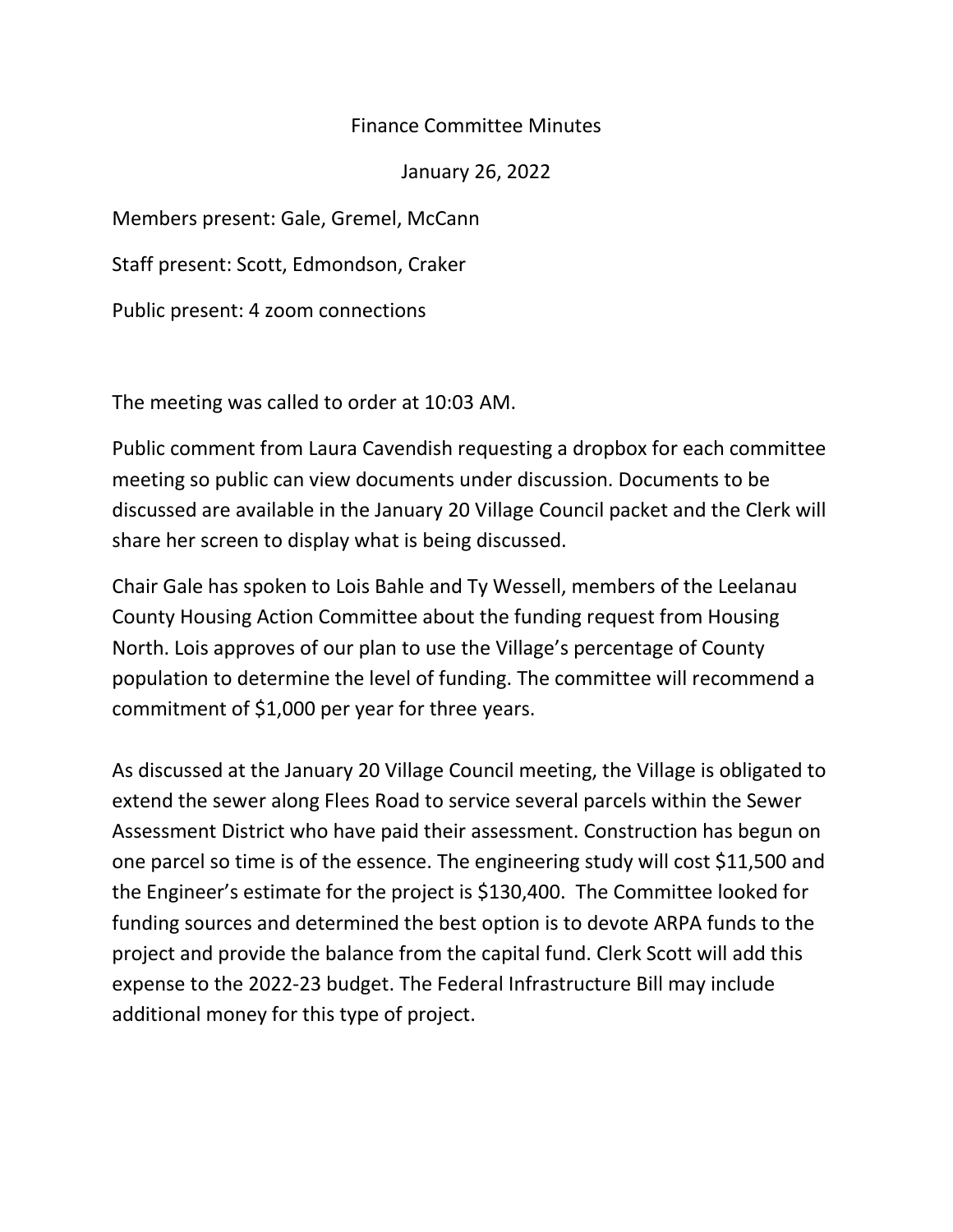# Finance Committee Minutes

January 26, 2022

Members present: Gale, Gremel, McCann

Staff present: Scott, Edmondson, Craker

Public present: 4 zoom connections

The meeting was called to order at 10:03 AM.

Public comment from Laura Cavendish requesting a dropbox for each committee meeting so public can view documents under discussion. Documents to be discussed are available in the January 20 Village Council packet and the Clerk will share her screen to display what is being discussed.

Chair Gale has spoken to Lois Bahle and Ty Wessell, members of the Leelanau County Housing Action Committee about the funding request from Housing North. Lois approves of our plan to use the Village's percentage of County population to determine the level of funding. The committee will recommend a commitment of $1,000 per year for three years.

As discussed at the January 20 Village Council meeting, the Village is obligated to extend the sewer along Flees Road to service several parcels within the Sewer Assessment District who have paid their assessment. Construction has begun on one parcel so time is of the essence. The engineering study will cost $11,500 and the Engineer's estimate for the project is $130,400. The Committee looked for funding sources and determined the best option is to devote ARPA funds to the project and provide the balance from the capital fund. Clerk Scott will add this expense to the 2022-23 budget. The Federal Infrastructure Bill may include additional money for this type of project.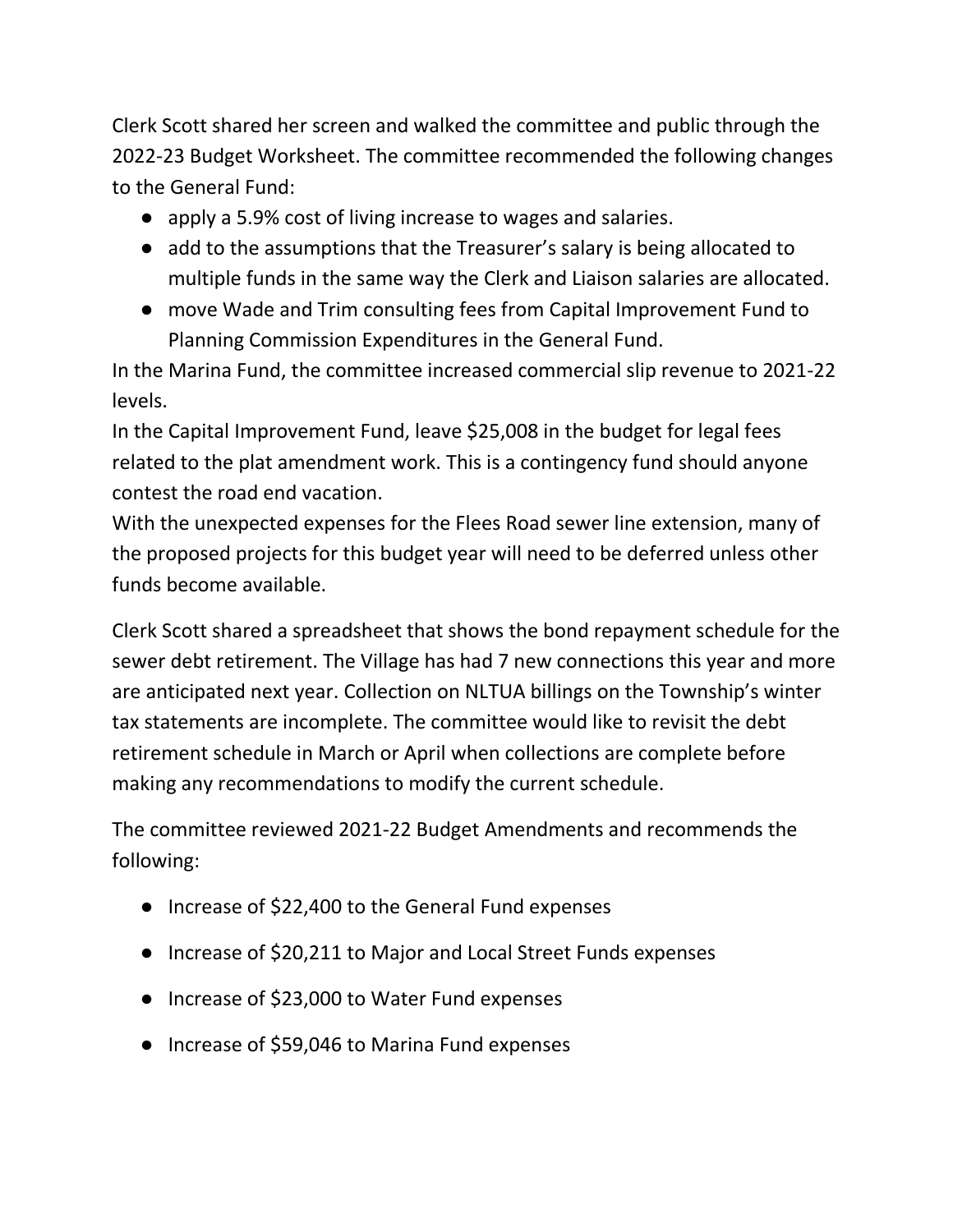Clerk Scott shared her screen and walked the committee and public through the 2022-23 Budget Worksheet. The committee recommended the following changes to the General Fund:

- apply a 5.9% cost of living increase to wages and salaries.
- add to the assumptions that the Treasurer's salary is being allocated to multiple funds in the same way the Clerk and Liaison salaries are allocated.
- move Wade and Trim consulting fees from Capital Improvement Fund to Planning Commission Expenditures in the General Fund.

In the Marina Fund, the committee increased commercial slip revenue to 2021-22 levels.

In the Capital Improvement Fund, leave $25,008 in the budget for legal fees related to the plat amendment work. This is a contingency fund should anyone contest the road end vacation.

With the unexpected expenses for the Flees Road sewer line extension, many of the proposed projects for this budget year will need to be deferred unless other funds become available.

Clerk Scott shared a spreadsheet that shows the bond repayment schedule for the sewer debt retirement. The Village has had 7 new connections this year and more are anticipated next year. Collection on NLTUA billings on the Township's winter tax statements are incomplete. The committee would like to revisit the debt retirement schedule in March or April when collections are complete before making any recommendations to modify the current schedule.

The committee reviewed 2021-22 Budget Amendments and recommends the following:

- Increase of $22,400 to the General Fund expenses
- Increase of $20,211 to Major and Local Street Funds expenses
- Increase of $23,000 to Water Fund expenses
- Increase of $59,046 to Marina Fund expenses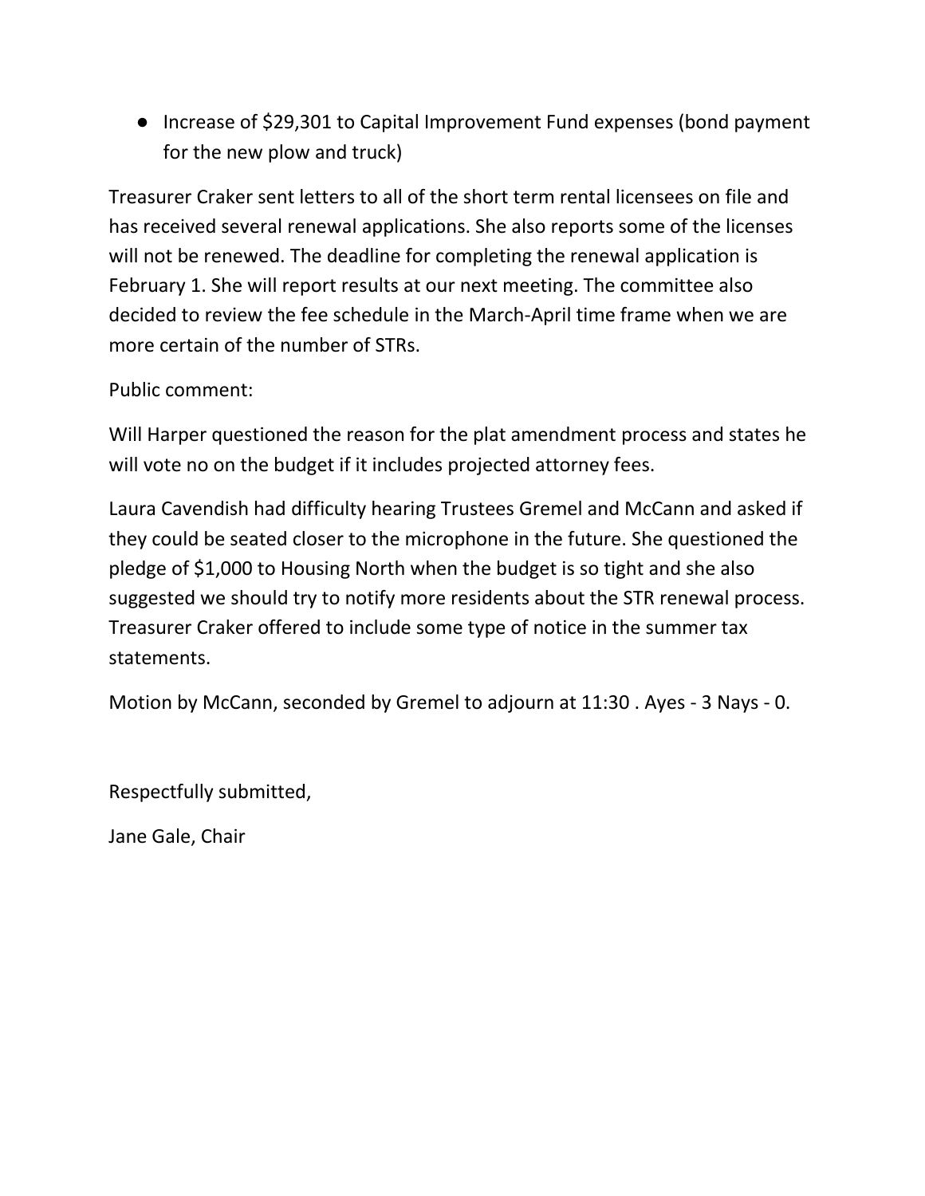- Increase of $29,301 to Capital Improvement Fund expenses (bond payment for the new plow and truck)

Treasurer Craker sent letters to all of the short term rental licensees on file and has received several renewal applications. She also reports some of the licenses will not be renewed. The deadline for completing the renewal application is February 1. She will report results at our next meeting. The committee also decided to review the fee schedule in the March-April time frame when we are more certain of the number of STRs.

Public comment:

Will Harper questioned the reason for the plat amendment process and states he will vote no on the budget if it includes projected attorney fees.

Laura Cavendish had difficulty hearing Trustees Gremel and McCann and asked if they could be seated closer to the microphone in the future. She questioned the pledge of $1,000 to Housing North when the budget is so tight and she also suggested we should try to notify more residents about the STR renewal process. Treasurer Craker offered to include some type of notice in the summer tax statements.

Motion by McCann, seconded by Gremel to adjourn at 11:30 . Ayes - 3 Nays - 0.

Respectfully submitted,

Jane Gale, Chair